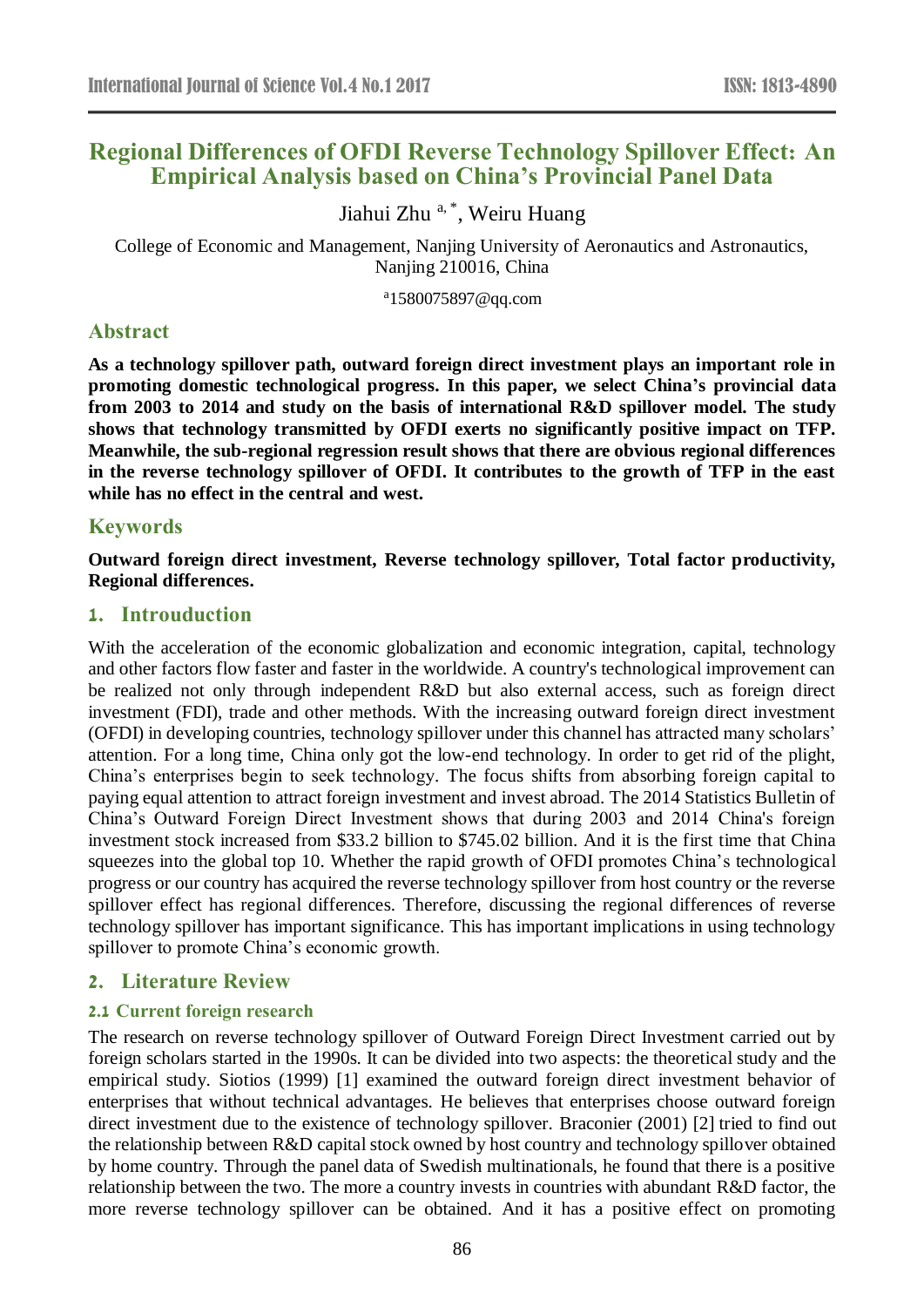# Regional Differences of OFDI Reverse Technology Spillover Effect: An Empirical Analysis based on China's Provincial Panel Data

Jiahui Zhu [a, *], Weiru Huang

College of Economic and Management, Nanjing University of Aeronautics and Astronautics, Nanjing 210016, China

[a]1580075897@qq.com

## Abstract

**As a technology spillover path, outward foreign direct investment plays an important role in promoting domestic technological progress. In this paper, we select China's provincial data from 2003 to 2014 and study on the basis of international R&D spillover model. The study shows that technology transmitted by OFDI exerts no significantly positive impact on TFP. Meanwhile, the sub-regional regression result shows that there are obvious regional differences in the reverse technology spillover of OFDI. It contributes to the growth of TFP in the east while has no effect in the central and west.**

## Keywords

**Outward foreign direct investment, Reverse technology spillover, Total factor productivity, Regional differences.**

## 1. Introuduction

With the acceleration of the economic globalization and economic integration, capital, technology and other factors flow faster and faster in the worldwide. A country's technological improvement can be realized not only through independent R&D but also external access, such as foreign direct investment (FDI), trade and other methods. With the increasing outward foreign direct investment (OFDI) in developing countries, technology spillover under this channel has attracted many scholars' attention. For a long time, China only got the low-end technology. In order to get rid of the plight, China's enterprises begin to seek technology. The focus shifts from absorbing foreign capital to paying equal attention to attract foreign investment and invest abroad. The 2014 Statistics Bulletin of China's Outward Foreign Direct Investment shows that during 2003 and 2014 China's foreign investment stock increased from $33.2 billion to $745.02 billion. And it is the first time that China squeezes into the global top 10. Whether the rapid growth of OFDI promotes China's technological progress or our country has acquired the reverse technology spillover from host country or the reverse spillover effect has regional differences. Therefore, discussing the regional differences of reverse technology spillover has important significance. This has important implications in using technology spillover to promote China's economic growth.

## 2. Literature Review

### 2.1 Current foreign research

The research on reverse technology spillover of Outward Foreign Direct Investment carried out by foreign scholars started in the 1990s. It can be divided into two aspects: the theoretical study and the empirical study. Siotios (1999) [1] examined the outward foreign direct investment behavior of enterprises that without technical advantages. He believes that enterprises choose outward foreign direct investment due to the existence of technology spillover. Braconier (2001) [2] tried to find out the relationship between R&D capital stock owned by host country and technology spillover obtained by home country. Through the panel data of Swedish multinationals, he found that there is a positive relationship between the two. The more a country invests in countries with abundant R&D factor, the more reverse technology spillover can be obtained. And it has a positive effect on promoting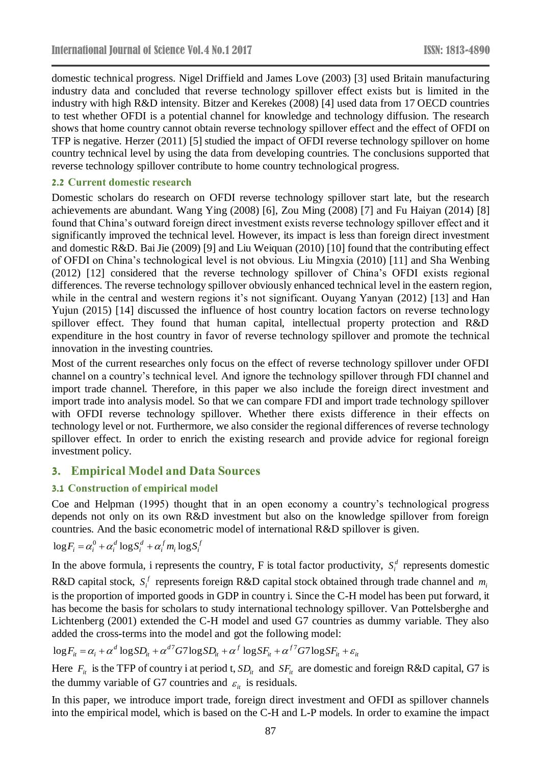domestic technical progress. Nigel Driffield and James Love (2003) [3] used Britain manufacturing industry data and concluded that reverse technology spillover effect exists but is limited in the industry with high R&D intensity. Bitzer and Kerekes (2008) [4] used data from 17 OECD countries to test whether OFDI is a potential channel for knowledge and technology diffusion. The research shows that home country cannot obtain reverse technology spillover effect and the effect of OFDI on TFP is negative. Herzer (2011) [5] studied the impact of OFDI reverse technology spillover on home country technical level by using the data from developing countries. The conclusions supported that reverse technology spillover contribute to home country technological progress.

### 2.2 Current domestic research

Domestic scholars do research on OFDI reverse technology spillover start late, but the research achievements are abundant. Wang Ying (2008) [6], Zou Ming (2008) [7] and Fu Haiyan (2014) [8] found that China's outward foreign direct investment exists reverse technology spillover effect and it significantly improved the technical level. However, its impact is less than foreign direct investment and domestic R&D. Bai Jie (2009) [9] and Liu Weiquan (2010) [10] found that the contributing effect of OFDI on China's technological level is not obvious. Liu Mingxia (2010) [11] and Sha Wenbing (2012) [12] considered that the reverse technology spillover of China's OFDI exists regional differences. The reverse technology spillover obviously enhanced technical level in the eastern region, while in the central and western regions it's not significant. Ouyang Yanyan (2012) [13] and Han Yujun (2015) [14] discussed the influence of host country location factors on reverse technology spillover effect. They found that human capital, intellectual property protection and R&D expenditure in the host country in favor of reverse technology spillover and promote the technical innovation in the investing countries.

Most of the current researches only focus on the effect of reverse technology spillover under OFDI channel on a country's technical level. And ignore the technology spillover through FDI channel and import trade channel. Therefore, in this paper we also include the foreign direct investment and import trade into analysis model. So that we can compare FDI and import trade technology spillover with OFDI reverse technology spillover. Whether there exists difference in their effects on technology level or not. Furthermore, we also consider the regional differences of reverse technology spillover effect. In order to enrich the existing research and provide advice for regional foreign investment policy.

## 3. Empirical Model and Data Sources

### 3.1 Construction of empirical model

Coe and Helpman (1995) thought that in an open economy a country's technological progress depends not only on its own R&D investment but also on the knowledge spillover from foreign countries. And the basic econometric model of international R&D spillover is given.

$$\log F_i = \alpha_i^0 + \alpha_i^d \log S_i^d + \alpha_i^f m_i \log S_i^f$$

In the above formula, i represents the country, F is total factor productivity, $S_i^d$ represents domestic R&D capital stock, $S_i^f$ represents foreign R&D capital stock obtained through trade channel and $m_i$ is the proportion of imported goods in GDP in country i. Since the C-H model has been put forward, it has become the basis for scholars to study international technology spillover. Van Pottelsberghe and Lichtenberg (2001) extended the C-H model and used G7 countries as dummy variable. They also added the cross-terms into the model and got the following model:

$$\log F_{it} = \alpha_i + \alpha^d \log SD_{it} + \alpha^{d7} G7 \log SD_{it} + \alpha^f \log SF_{it} + \alpha^{f7} G7 \log SF_{it} + \varepsilon_{it}$$

Here $F_{it}$ is the TFP of country i at period t, $SD_{it}$ and $SF_{it}$ are domestic and foreign R&D capital, G7 is the dummy variable of G7 countries and $\varepsilon_{it}$ is residuals.

In this paper, we introduce import trade, foreign direct investment and OFDI as spillover channels into the empirical model, which is based on the C-H and L-P models. In order to examine the impact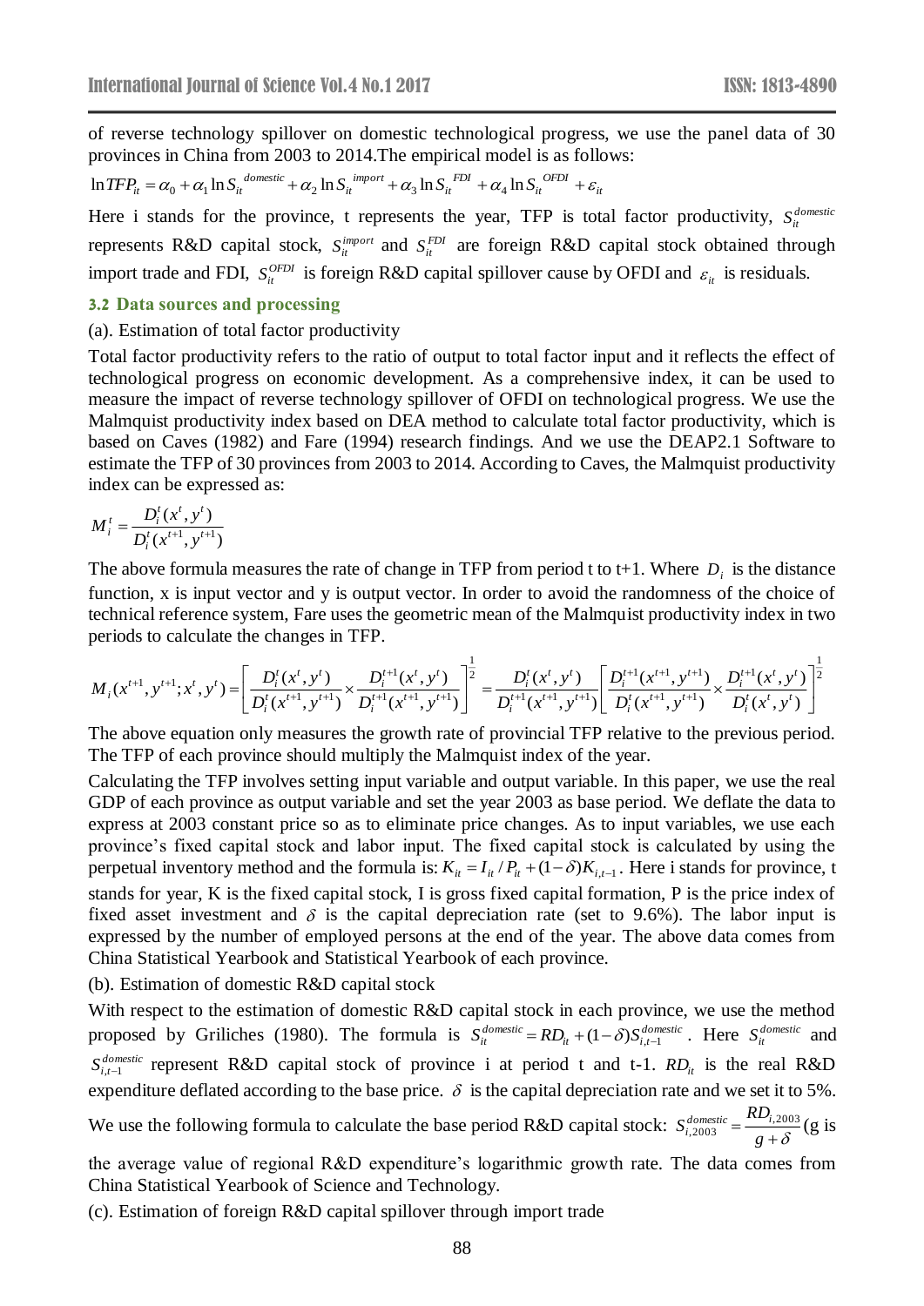of reverse technology spillover on domestic technological progress, we use the panel data of 30 provinces in China from 2003 to 2014.The empirical model is as follows:

$$\ln TFP_{it} = \alpha_0 + \alpha_1 \ln S_{it}^{domestic} + \alpha_2 \ln S_{it}^{import} + \alpha_3 \ln S_{it}^{FDI} + \alpha_4 \ln S_{it}^{OFDI} + \varepsilon_{it}$$

Here i stands for the province, t represents the year, TFP is total factor productivity, $S_{it}^{domestic}$ represents R&D capital stock, $S_{it}^{import}$ and $S_{it}^{FDI}$ are foreign R&D capital stock obtained through import trade and FDI, $S_{it}^{OFDI}$ is foreign R&D capital spillover cause by OFDI and $\varepsilon_{it}$ is residuals.

### 3.2 Data sources and processing

(a). Estimation of total factor productivity

Total factor productivity refers to the ratio of output to total factor input and it reflects the effect of technological progress on economic development. As a comprehensive index, it can be used to measure the impact of reverse technology spillover of OFDI on technological progress. We use the Malmquist productivity index based on DEA method to calculate total factor productivity, which is based on Caves (1982) and Fare (1994) research findings. And we use the DEAP2.1 Software to estimate the TFP of 30 provinces from 2003 to 2014. According to Caves, the Malmquist productivity index can be expressed as:

$$M_i^t = \frac{D_i^t(x^t, y^t)}{D_i^t(x^{t+1}, y^{t+1})}$$

The above formula measures the rate of change in TFP from period t to t+1. Where $D_i$ is the distance function, x is input vector and y is output vector. In order to avoid the randomness of the choice of technical reference system, Fare uses the geometric mean of the Malmquist productivity index in two periods to calculate the changes in TFP.

$$M_i(x^{t+1}, y^{t+1}; x^t, y^t) = \left[\frac{D_i^t(x^t, y^t)}{D_i^t(x^{t+1}, y^{t+1})} \times \frac{D_i^{t+1}(x^t, y^t)}{D_i^{t+1}(x^{t+1}, y^{t+1})}\right]^{\frac{1}{2}} = \frac{D_i^t(x^t, y^t)}{D_i^{t+1}(x^{t+1}, y^{t+1})}\left[\frac{D_i^{t+1}(x^{t+1}, y^{t+1})}{D_i^t(x^{t+1}, y^{t+1})} \times \frac{D_i^{t+1}(x^t, y^t)}{D_i^t(x^t, y^t)}\right]^{\frac{1}{2}}$$

The above equation only measures the growth rate of provincial TFP relative to the previous period. The TFP of each province should multiply the Malmquist index of the year.

Calculating the TFP involves setting input variable and output variable. In this paper, we use the real GDP of each province as output variable and set the year 2003 as base period. We deflate the data to express at 2003 constant price so as to eliminate price changes. As to input variables, we use each province's fixed capital stock and labor input. The fixed capital stock is calculated by using the perpetual inventory method and the formula is: $K_{it} = I_{it}/P_{it} + (1-\delta)K_{i,t-1}$. Here i stands for province, t stands for year, K is the fixed capital stock, I is gross fixed capital formation, P is the price index of fixed asset investment and $\delta$ is the capital depreciation rate (set to 9.6%). The labor input is expressed by the number of employed persons at the end of the year. The above data comes from China Statistical Yearbook and Statistical Yearbook of each province.

(b). Estimation of domestic R&D capital stock

With respect to the estimation of domestic R&D capital stock in each province, we use the method proposed by Griliches (1980). The formula is $S_{it}^{domestic} = RD_{it} + (1-\delta)S_{i,t-1}^{domestic}$. Here $S_{it}^{domestic}$ and $S_{i,t-1}^{domestic}$ represent R&D capital stock of province i at period t and t-1. $RD_{it}$ is the real R&D expenditure deflated according to the base price. $\delta$ is the capital depreciation rate and we set it to 5%.

We use the following formula to calculate the base period R&D capital stock: $S_{i,2003}^{domestic} = \frac{RD_{i,2003}}{g+\delta}$ (g is the average value of regional R&D expenditure's logarithmic growth rate. The data comes from China Statistical Yearbook of Science and Technology.

(c). Estimation of foreign R&D capital spillover through import trade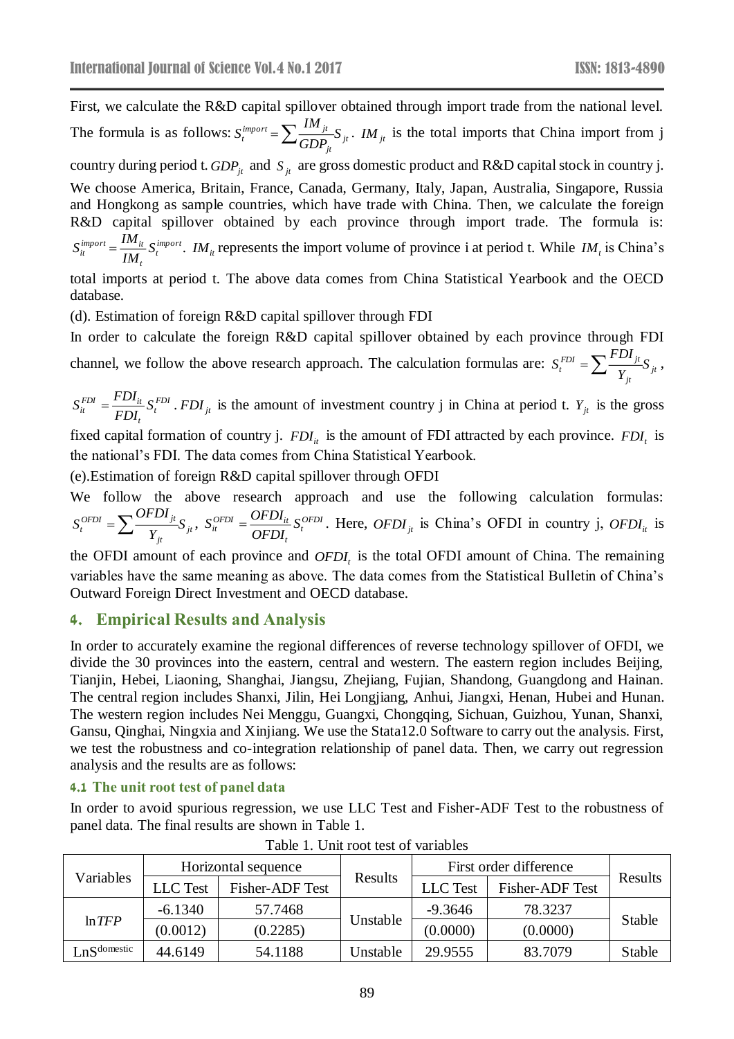First, we calculate the R&D capital spillover obtained through import trade from the national level. The formula is as follows: $S_t^{import} = \sum \frac{IM_{jt}}{GDP_{jt}} S_{jt}$. $IM_{jt}$ is the total imports that China import from j country during period t. $GDP_{jt}$ and $S_{jt}$ are gross domestic product and R&D capital stock in country j. We choose America, Britain, France, Canada, Germany, Italy, Japan, Australia, Singapore, Russia and Hongkong as sample countries, which have trade with China. Then, we calculate the foreign R&D capital spillover obtained by each province through import trade. The formula is: $S_{it}^{import} = \frac{IM_{it}}{IM_t} S_t^{import}$. $IM_{it}$ represents the import volume of province i at period t. While $IM_t$ is China's total imports at period t. The above data comes from China Statistical Yearbook and the OECD database.

(d). Estimation of foreign R&D capital spillover through FDI

In order to calculate the foreign R&D capital spillover obtained by each province through FDI channel, we follow the above research approach. The calculation formulas are: $S_t^{FDI} = \sum \frac{FDI_{jt}}{Y_{jt}} S_{jt}$, $S_{it}^{FDI} = \frac{FDI_{it}}{FDI_t} S_t^{FDI}$. $FDI_{jt}$ is the amount of investment country j in China at period t. $Y_{jt}$ is the gross fixed capital formation of country j. $FDI_{it}$ is the amount of FDI attracted by each province. $FDI_t$ is the national's FDI. The data comes from China Statistical Yearbook.

(e).Estimation of foreign R&D capital spillover through OFDI

We follow the above research approach and use the following calculation formulas: $S_t^{OFDI} = \sum \frac{OFDI_{jt}}{Y_{jt}} S_{jt}$, $S_{it}^{OFDI} = \frac{OFDI_{it}}{OFDI_t} S_t^{OFDI}$. Here, $OFDI_{jt}$ is China's OFDI in country j, $OFDI_{it}$ is the OFDI amount of each province and $OFDI_t$ is the total OFDI amount of China. The remaining variables have the same meaning as above. The data comes from the Statistical Bulletin of China's Outward Foreign Direct Investment and OECD database.

## 4. Empirical Results and Analysis

In order to accurately examine the regional differences of reverse technology spillover of OFDI, we divide the 30 provinces into the eastern, central and western. The eastern region includes Beijing, Tianjin, Hebei, Liaoning, Shanghai, Jiangsu, Zhejiang, Fujian, Shandong, Guangdong and Hainan. The central region includes Shanxi, Jilin, Hei Longjiang, Anhui, Jiangxi, Henan, Hubei and Hunan. The western region includes Nei Menggu, Guangxi, Chongqing, Sichuan, Guizhou, Yunan, Shanxi, Gansu, Qinghai, Ningxia and Xinjiang. We use the Stata12.0 Software to carry out the analysis. First, we test the robustness and co-integration relationship of panel data. Then, we carry out regression analysis and the results are as follows:

### 4.1 The unit root test of panel data

In order to avoid spurious regression, we use LLC Test and Fisher-ADF Test to the robustness of panel data. The final results are shown in Table 1.

Table 1. Unit root test of variables

| Variables | Horizontal sequence | | Results | First order difference | | Results |
|---|---|---|---|---|---|---|
| | LLC Test | Fisher-ADF Test | | LLC Test | Fisher-ADF Test | |
| $\ln TFP$ | -6.1340 | 57.7468 | Unstable | -9.3646 | 78.3237 | Stable |
| | (0.0012) | (0.2285) | | (0.0000) | (0.0000) | |
| $LnS^{domestic}$ | 44.6149 | 54.1188 | Unstable | 29.9555 | 83.7079 | Stable |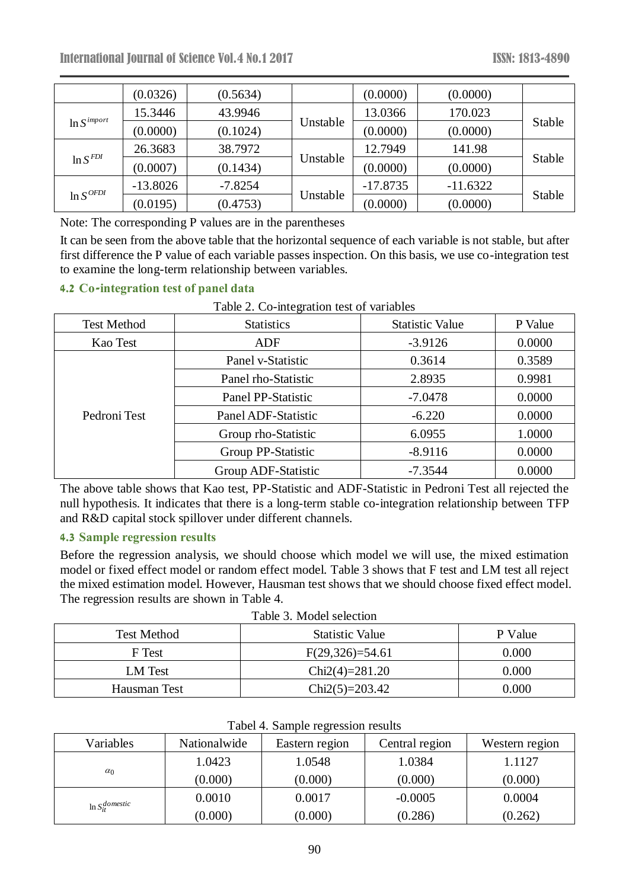| | (0.0326) | (0.5634) | | (0.0000) | (0.0000) | |
|---|---|---|---|---|---|---|
| $\ln S^{import}$ | 15.3446 | 43.9946 | Unstable | 13.0366 | 170.023 | Stable |
| | (0.0000) | (0.1024) | | (0.0000) | (0.0000) | |
| $\ln S^{FDI}$ | 26.3683 | 38.7972 | Unstable | 12.7949 | 141.98 | Stable |
| | (0.0007) | (0.1434) | | (0.0000) | (0.0000) | |
| $\ln S^{OFDI}$ | -13.8026 | -7.8254 | Unstable | -17.8735 | -11.6322 | Stable |
| | (0.0195) | (0.4753) | | (0.0000) | (0.0000) | |

Note: The corresponding P values are in the parentheses

It can be seen from the above table that the horizontal sequence of each variable is not stable, but after first difference the P value of each variable passes inspection. On this basis, we use co-integration test to examine the long-term relationship between variables.

### 4.2 Co-integration test of panel data

Table 2. Co-integration test of variables

| Test Method | Statistics | Statistic Value | P Value |
|---|---|---|---|
| Kao Test | ADF | -3.9126 | 0.0000 |
| Pedroni Test | Panel v-Statistic | 0.3614 | 0.3589 |
| | Panel rho-Statistic | 2.8935 | 0.9981 |
| | Panel PP-Statistic | -7.0478 | 0.0000 |
| | Panel ADF-Statistic | -6.220 | 0.0000 |
| | Group rho-Statistic | 6.0955 | 1.0000 |
| | Group PP-Statistic | -8.9116 | 0.0000 |
| | Group ADF-Statistic | -7.3544 | 0.0000 |

The above table shows that Kao test, PP-Statistic and ADF-Statistic in Pedroni Test all rejected the null hypothesis. It indicates that there is a long-term stable co-integration relationship between TFP and R&D capital stock spillover under different channels.

### 4.3 Sample regression results

Before the regression analysis, we should choose which model we will use, the mixed estimation model or fixed effect model or random effect model. Table 3 shows that F test and LM test all reject the mixed estimation model. However, Hausman test shows that we should choose fixed effect model. The regression results are shown in Table 4.

Table 3. Model selection

| Test Method | Statistic Value | P Value |
|---|---|---|
| F Test | F(29,326)=54.61 | 0.000 |
| LM Test | Chi2(4)=281.20 | 0.000 |
| Hausman Test | Chi2(5)=203.42 | 0.000 |

Tabel 4. Sample regression results

| Variables | Nationalwide | Eastern region | Central region | Western region |
|---|---|---|---|---|
| $\alpha_0$ | 1.0423 | 1.0548 | 1.0384 | 1.1127 |
| | (0.000) | (0.000) | (0.000) | (0.000) |
| $\ln S_{it}^{domestic}$ | 0.0010 | 0.0017 | -0.0005 | 0.0004 |
| | (0.000) | (0.000) | (0.286) | (0.262) |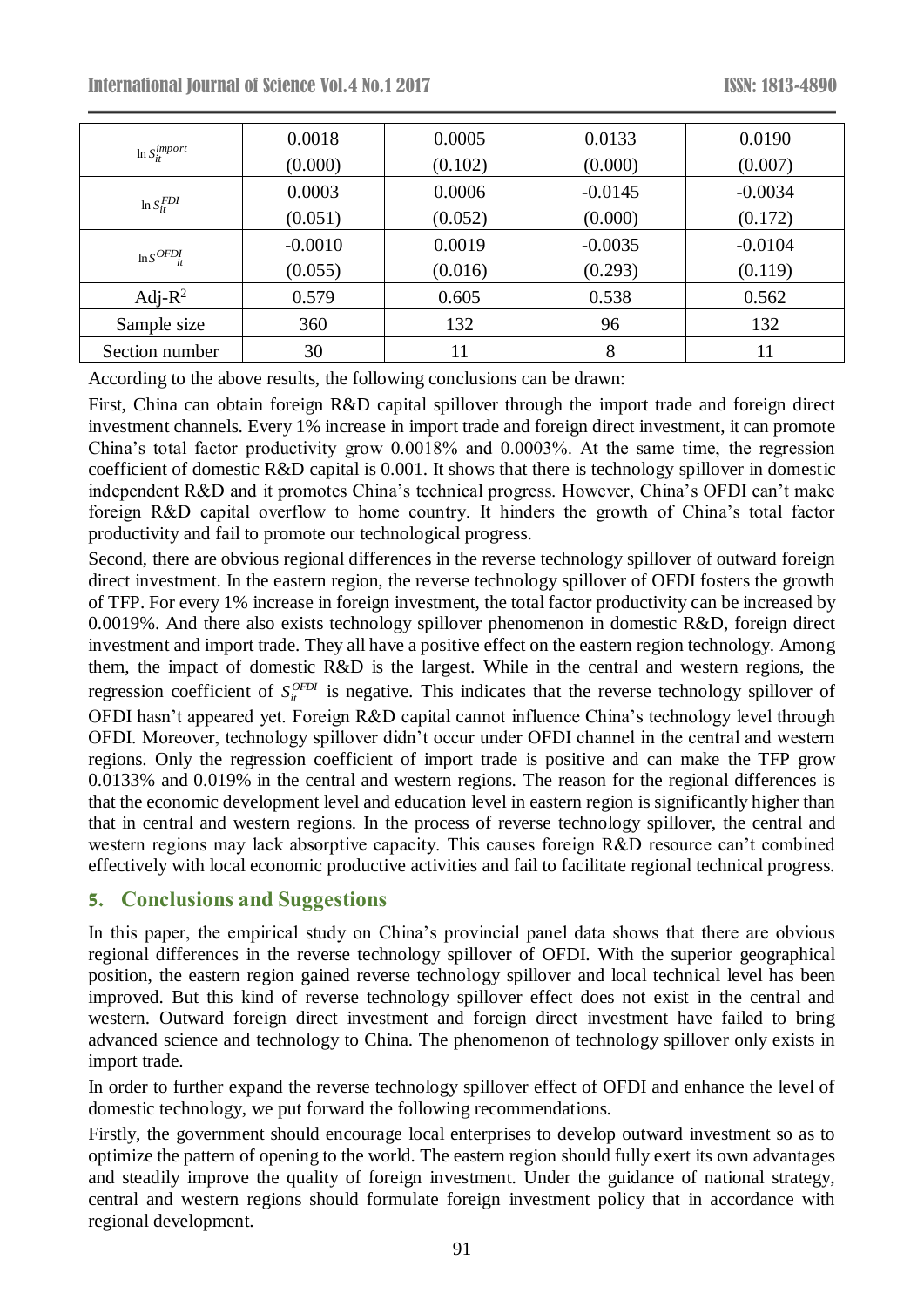| | | | | |
|---|---|---|---|---|
| $\ln S_{it}^{import}$ | 0.0018<br>(0.000) | 0.0005<br>(0.102) | 0.0133<br>(0.000) | 0.0190<br>(0.007) |
| $\ln S_{it}^{FDI}$ | 0.0003<br>(0.051) | 0.0006<br>(0.052) | -0.0145<br>(0.000) | -0.0034<br>(0.172) |
| $\ln S^{OFDI}_{it}$ | -0.0010<br>(0.055) | 0.0019<br>(0.016) | -0.0035<br>(0.293) | -0.0104<br>(0.119) |
| Adj-$R^2$ | 0.579 | 0.605 | 0.538 | 0.562 |
| Sample size | 360 | 132 | 96 | 132 |
| Section number | 30 | 11 | 8 | 11 |

According to the above results, the following conclusions can be drawn:

First, China can obtain foreign R&D capital spillover through the import trade and foreign direct investment channels. Every 1% increase in import trade and foreign direct investment, it can promote China's total factor productivity grow 0.0018% and 0.0003%. At the same time, the regression coefficient of domestic R&D capital is 0.001. It shows that there is technology spillover in domestic independent R&D and it promotes China's technical progress. However, China's OFDI can't make foreign R&D capital overflow to home country. It hinders the growth of China's total factor productivity and fail to promote our technological progress.

Second, there are obvious regional differences in the reverse technology spillover of outward foreign direct investment. In the eastern region, the reverse technology spillover of OFDI fosters the growth of TFP. For every 1% increase in foreign investment, the total factor productivity can be increased by 0.0019%. And there also exists technology spillover phenomenon in domestic R&D, foreign direct investment and import trade. They all have a positive effect on the eastern region technology. Among them, the impact of domestic R&D is the largest. While in the central and western regions, the regression coefficient of $S_{it}^{OFDI}$ is negative. This indicates that the reverse technology spillover of OFDI hasn't appeared yet. Foreign R&D capital cannot influence China's technology level through OFDI. Moreover, technology spillover didn't occur under OFDI channel in the central and western regions. Only the regression coefficient of import trade is positive and can make the TFP grow 0.0133% and 0.019% in the central and western regions. The reason for the regional differences is that the economic development level and education level in eastern region is significantly higher than that in central and western regions. In the process of reverse technology spillover, the central and western regions may lack absorptive capacity. This causes foreign R&D resource can't combined effectively with local economic productive activities and fail to facilitate regional technical progress.

## 5. Conclusions and Suggestions

In this paper, the empirical study on China's provincial panel data shows that there are obvious regional differences in the reverse technology spillover of OFDI. With the superior geographical position, the eastern region gained reverse technology spillover and local technical level has been improved. But this kind of reverse technology spillover effect does not exist in the central and western. Outward foreign direct investment and foreign direct investment have failed to bring advanced science and technology to China. The phenomenon of technology spillover only exists in import trade.

In order to further expand the reverse technology spillover effect of OFDI and enhance the level of domestic technology, we put forward the following recommendations.

Firstly, the government should encourage local enterprises to develop outward investment so as to optimize the pattern of opening to the world. The eastern region should fully exert its own advantages and steadily improve the quality of foreign investment. Under the guidance of national strategy, central and western regions should formulate foreign investment policy that in accordance with regional development.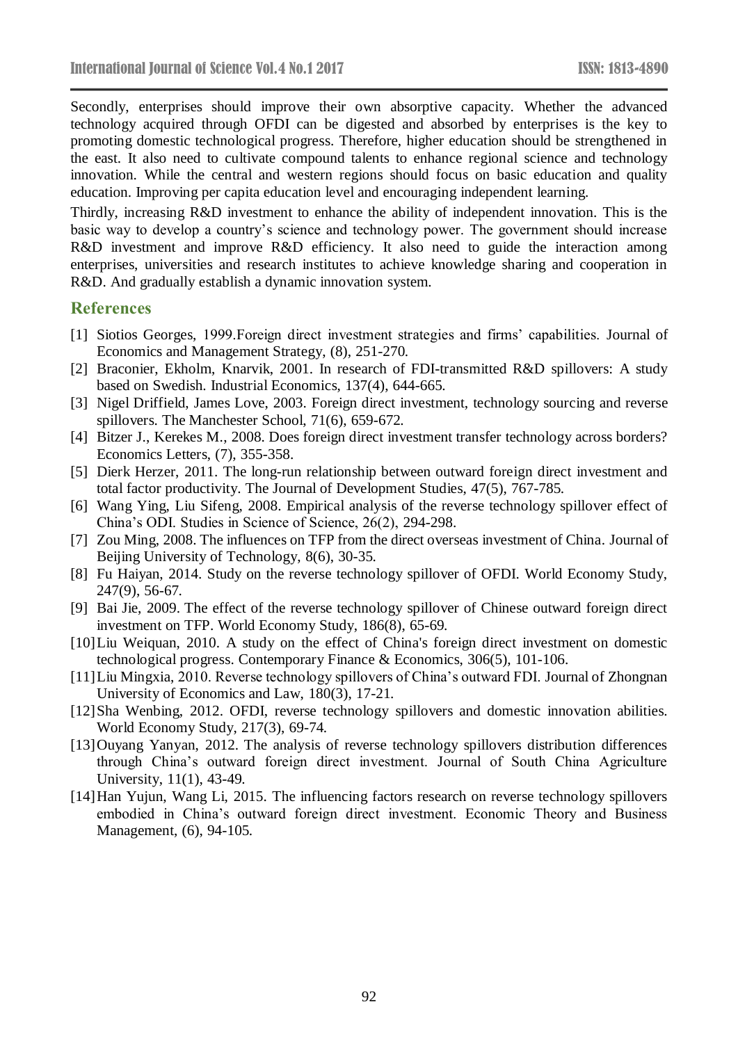Secondly, enterprises should improve their own absorptive capacity. Whether the advanced technology acquired through OFDI can be digested and absorbed by enterprises is the key to promoting domestic technological progress. Therefore, higher education should be strengthened in the east. It also need to cultivate compound talents to enhance regional science and technology innovation. While the central and western regions should focus on basic education and quality education. Improving per capita education level and encouraging independent learning.

Thirdly, increasing R&D investment to enhance the ability of independent innovation. This is the basic way to develop a country's science and technology power. The government should increase R&D investment and improve R&D efficiency. It also need to guide the interaction among enterprises, universities and research institutes to achieve knowledge sharing and cooperation in R&D. And gradually establish a dynamic innovation system.

## References

[1] Siotios Georges, 1999.Foreign direct investment strategies and firms' capabilities. Journal of Economics and Management Strategy, (8), 251-270.

[2] Braconier, Ekholm, Knarvik, 2001. In research of FDI-transmitted R&D spillovers: A study based on Swedish. Industrial Economics, 137(4), 644-665.

[3] Nigel Driffield, James Love, 2003. Foreign direct investment, technology sourcing and reverse spillovers. The Manchester School, 71(6), 659-672.

[4] Bitzer J., Kerekes M., 2008. Does foreign direct investment transfer technology across borders? Economics Letters, (7), 355-358.

[5] Dierk Herzer, 2011. The long-run relationship between outward foreign direct investment and total factor productivity. The Journal of Development Studies, 47(5), 767-785.

[6] Wang Ying, Liu Sifeng, 2008. Empirical analysis of the reverse technology spillover effect of China's ODI. Studies in Science of Science, 26(2), 294-298.

[7] Zou Ming, 2008. The influences on TFP from the direct overseas investment of China. Journal of Beijing University of Technology, 8(6), 30-35.

[8] Fu Haiyan, 2014. Study on the reverse technology spillover of OFDI. World Economy Study, 247(9), 56-67.

[9] Bai Jie, 2009. The effect of the reverse technology spillover of Chinese outward foreign direct investment on TFP. World Economy Study, 186(8), 65-69.

[10] Liu Weiquan, 2010. A study on the effect of China's foreign direct investment on domestic technological progress. Contemporary Finance & Economics, 306(5), 101-106.

[11] Liu Mingxia, 2010. Reverse technology spillovers of China's outward FDI. Journal of Zhongnan University of Economics and Law, 180(3), 17-21.

[12] Sha Wenbing, 2012. OFDI, reverse technology spillovers and domestic innovation abilities. World Economy Study, 217(3), 69-74.

[13] Ouyang Yanyan, 2012. The analysis of reverse technology spillovers distribution differences through China's outward foreign direct investment. Journal of South China Agriculture University, 11(1), 43-49.

[14] Han Yujun, Wang Li, 2015. The influencing factors research on reverse technology spillovers embodied in China's outward foreign direct investment. Economic Theory and Business Management, (6), 94-105.